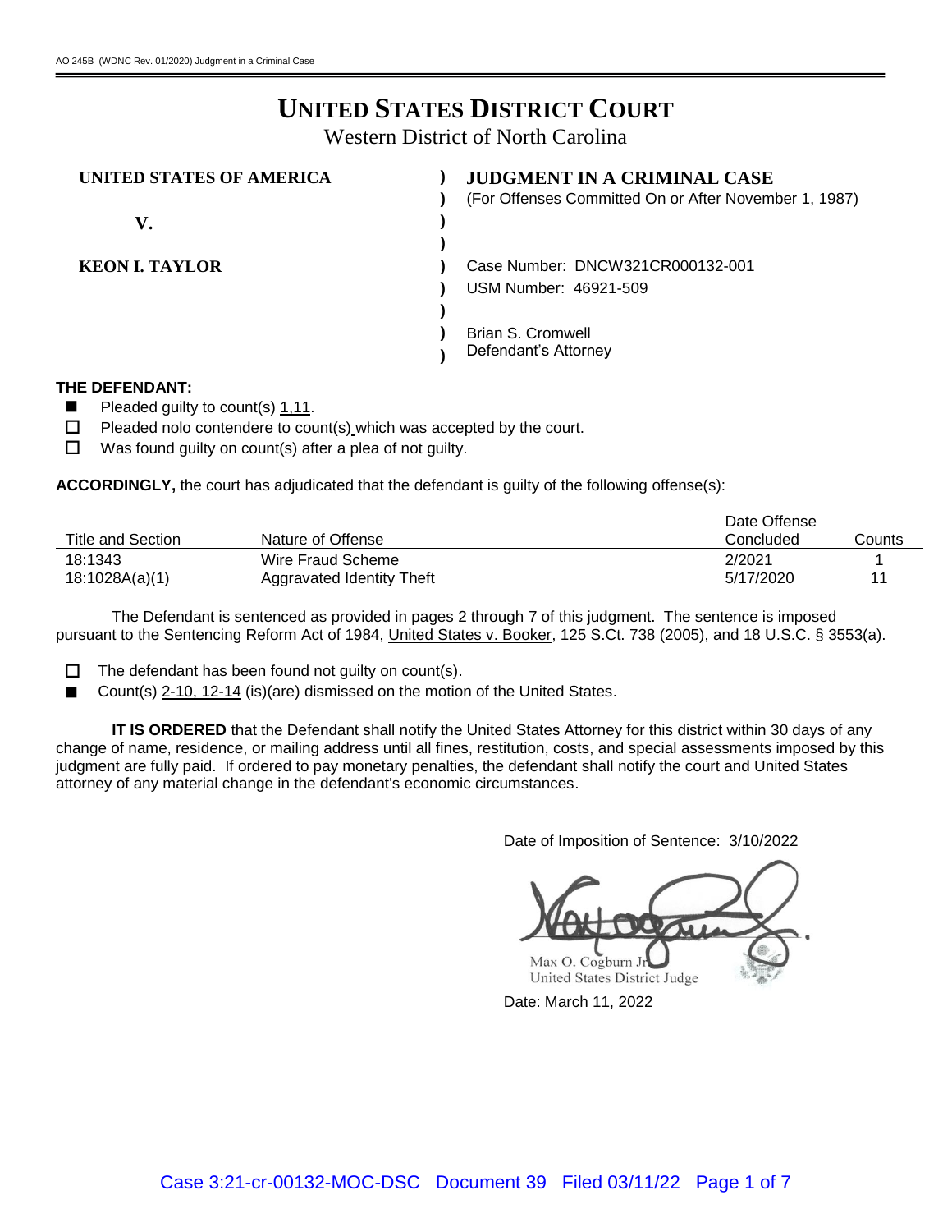AO 245B (WDNC Rev. 01/2020) Judgment in a Criminal Case

# UNITED STATES DISTRICT COURT

Western District of North Carolina

**UNITED STATES OF AMERICA**

**V.**

**KEON I. TAYLOR**

**JUDGMENT IN A CRIMINAL CASE**
(For Offenses Committed On or After November 1, 1987)

Case Number: DNCW321CR000132-001
USM Number: 46921-509

Brian S. Cromwell
Defendant's Attorney

**THE DEFENDANT:**

- ■ Pleaded guilty to count(s) 1,11.
- ☐ Pleaded nolo contendere to count(s) which was accepted by the court.
- ☐ Was found guilty on count(s) after a plea of not guilty.

**ACCORDINGLY,** the court has adjudicated that the defendant is guilty of the following offense(s):

| Title and Section | Nature of Offense | Date Offense Concluded | Counts |
|---|---|---|---|
| 18:1343 | Wire Fraud Scheme | 2/2021 | 1 |
| 18:1028A(a)(1) | Aggravated Identity Theft | 5/17/2020 | 11 |

The Defendant is sentenced as provided in pages 2 through 7 of this judgment. The sentence is imposed pursuant to the Sentencing Reform Act of 1984, United States v. Booker, 125 S.Ct. 738 (2005), and 18 U.S.C. § 3553(a).

- ☐ The defendant has been found not guilty on count(s).
- ■ Count(s) 2-10, 12-14 (is)(are) dismissed on the motion of the United States.

**IT IS ORDERED** that the Defendant shall notify the United States Attorney for this district within 30 days of any change of name, residence, or mailing address until all fines, restitution, costs, and special assessments imposed by this judgment are fully paid. If ordered to pay monetary penalties, the defendant shall notify the court and United States attorney of any material change in the defendant's economic circumstances.

Date of Imposition of Sentence: 3/10/2022

Max O. Cogburn Jr
United States District Judge

Date: March 11, 2022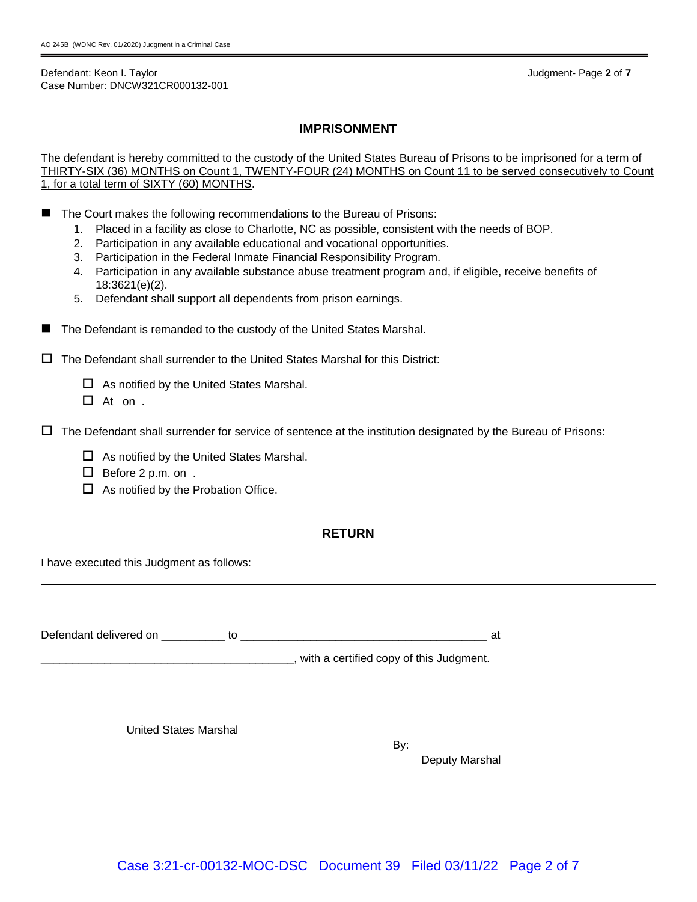Defendant: Keon I. Taylor
Case Number: DNCW321CR000132-001

## IMPRISONMENT

The defendant is hereby committed to the custody of the United States Bureau of Prisons to be imprisoned for a term of THIRTY-SIX (36) MONTHS on Count 1, TWENTY-FOUR (24) MONTHS on Count 11 to be served consecutively to Count 1, for a total term of SIXTY (60) MONTHS.

■ The Court makes the following recommendations to the Bureau of Prisons:

1. Placed in a facility as close to Charlotte, NC as possible, consistent with the needs of BOP.
2. Participation in any available educational and vocational opportunities.
3. Participation in the Federal Inmate Financial Responsibility Program.
4. Participation in any available substance abuse treatment program and, if eligible, receive benefits of 18:3621(e)(2).
5. Defendant shall support all dependents from prison earnings.

■ The Defendant is remanded to the custody of the United States Marshal.

☐ The Defendant shall surrender to the United States Marshal for this District:

- ☐ As notified by the United States Marshal.
- ☐ At _ on _.

☐ The Defendant shall surrender for service of sentence at the institution designated by the Bureau of Prisons:

- ☐ As notified by the United States Marshal.
- ☐ Before 2 p.m. on _.
- ☐ As notified by the Probation Office.

## RETURN

I have executed this Judgment as follows:

______________________________________________________________________________

______________________________________________________________________________

Defendant delivered on __________ to ________________________________________ at

________________________________________, with a certified copy of this Judgment.

______________________________
United States Marshal

By: ______________________________
Deputy Marshal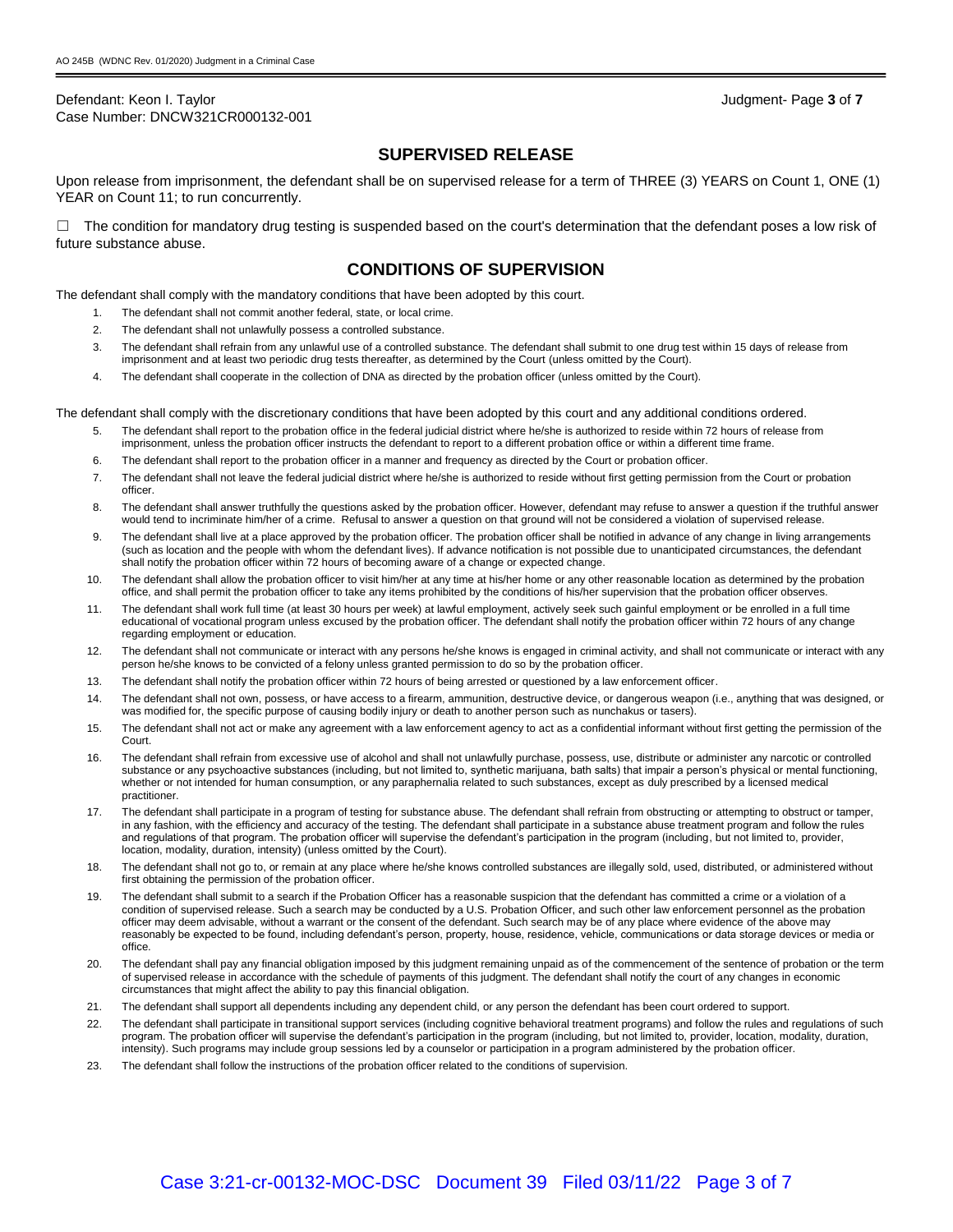Defendant: Keon I. Taylor
Case Number: DNCW321CR000132-001

## SUPERVISED RELEASE

Upon release from imprisonment, the defendant shall be on supervised release for a term of THREE (3) YEARS on Count 1, ONE (1) YEAR on Count 11; to run concurrently.

☐ The condition for mandatory drug testing is suspended based on the court's determination that the defendant poses a low risk of future substance abuse.

## CONDITIONS OF SUPERVISION

The defendant shall comply with the mandatory conditions that have been adopted by this court.

1. The defendant shall not commit another federal, state, or local crime.
2. The defendant shall not unlawfully possess a controlled substance.
3. The defendant shall refrain from any unlawful use of a controlled substance. The defendant shall submit to one drug test within 15 days of release from imprisonment and at least two periodic drug tests thereafter, as determined by the Court (unless omitted by the Court).
4. The defendant shall cooperate in the collection of DNA as directed by the probation officer (unless omitted by the Court).

The defendant shall comply with the discretionary conditions that have been adopted by this court and any additional conditions ordered.

5. The defendant shall report to the probation office in the federal judicial district where he/she is authorized to reside within 72 hours of release from imprisonment, unless the probation officer instructs the defendant to report to a different probation office or within a different time frame.
6. The defendant shall report to the probation officer in a manner and frequency as directed by the Court or probation officer.
7. The defendant shall not leave the federal judicial district where he/she is authorized to reside without first getting permission from the Court or probation officer.
8. The defendant shall answer truthfully the questions asked by the probation officer. However, defendant may refuse to answer a question if the truthful answer would tend to incriminate him/her of a crime. Refusal to answer a question on that ground will not be considered a violation of supervised release.
9. The defendant shall live at a place approved by the probation officer. The probation officer shall be notified in advance of any change in living arrangements (such as location and the people with whom the defendant lives). If advance notification is not possible due to unanticipated circumstances, the defendant shall notify the probation officer within 72 hours of becoming aware of a change or expected change.
10. The defendant shall allow the probation officer to visit him/her at any time at his/her home or any other reasonable location as determined by the probation office, and shall permit the probation officer to take any items prohibited by the conditions of his/her supervision that the probation officer observes.
11. The defendant shall work full time (at least 30 hours per week) at lawful employment, actively seek such gainful employment or be enrolled in a full time educational of vocational program unless excused by the probation officer. The defendant shall notify the probation officer within 72 hours of any change regarding employment or education.
12. The defendant shall not communicate or interact with any persons he/she knows is engaged in criminal activity, and shall not communicate or interact with any person he/she knows to be convicted of a felony unless granted permission to do so by the probation officer.
13. The defendant shall notify the probation officer within 72 hours of being arrested or questioned by a law enforcement officer.
14. The defendant shall not own, possess, or have access to a firearm, ammunition, destructive device, or dangerous weapon (i.e., anything that was designed, or was modified for, the specific purpose of causing bodily injury or death to another person such as nunchakus or tasers).
15. The defendant shall not act or make any agreement with a law enforcement agency to act as a confidential informant without first getting the permission of the Court.
16. The defendant shall refrain from excessive use of alcohol and shall not unlawfully purchase, possess, use, distribute or administer any narcotic or controlled substance or any psychoactive substances (including, but not limited to, synthetic marijuana, bath salts) that impair a person's physical or mental functioning, whether or not intended for human consumption, or any paraphernalia related to such substances, except as duly prescribed by a licensed medical practitioner.
17. The defendant shall participate in a program of testing for substance abuse. The defendant shall refrain from obstructing or attempting to obstruct or tamper, in any fashion, with the efficiency and accuracy of the testing. The defendant shall participate in a substance abuse treatment program and follow the rules and regulations of that program. The probation officer will supervise the defendant's participation in the program (including, but not limited to, provider, location, modality, duration, intensity) (unless omitted by the Court).
18. The defendant shall not go to, or remain at any place where he/she knows controlled substances are illegally sold, used, distributed, or administered without first obtaining the permission of the probation officer.
19. The defendant shall submit to a search if the Probation Officer has a reasonable suspicion that the defendant has committed a crime or a violation of a condition of supervised release. Such a search may be conducted by a U.S. Probation Officer, and such other law enforcement personnel as the probation officer may deem advisable, without a warrant or the consent of the defendant. Such search may be of any place where evidence of the above may reasonably be expected to be found, including defendant's person, property, house, residence, vehicle, communications or data storage devices or media or office.
20. The defendant shall pay any financial obligation imposed by this judgment remaining unpaid as of the commencement of the sentence of probation or the term of supervised release in accordance with the schedule of payments of this judgment. The defendant shall notify the court of any changes in economic circumstances that might affect the ability to pay this financial obligation.
21. The defendant shall support all dependents including any dependent child, or any person the defendant has been court ordered to support.
22. The defendant shall participate in transitional support services (including cognitive behavioral treatment programs) and follow the rules and regulations of such program. The probation officer will supervise the defendant's participation in the program (including, but not limited to, provider, location, modality, duration, intensity). Such programs may include group sessions led by a counselor or participation in a program administered by the probation officer.
23. The defendant shall follow the instructions of the probation officer related to the conditions of supervision.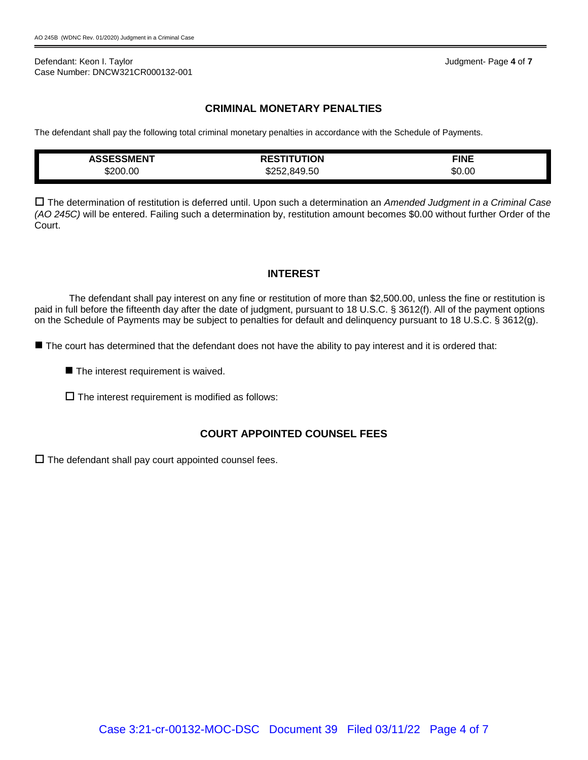Defendant: Keon I. Taylor
Case Number: DNCW321CR000132-001

## CRIMINAL MONETARY PENALTIES

The defendant shall pay the following total criminal monetary penalties in accordance with the Schedule of Payments.

| ASSESSMENT | RESTITUTION | FINE |
|---|---|---|
| $200.00 | $252,849.50 | $0.00 |

☐ The determination of restitution is deferred until. Upon such a determination an *Amended Judgment in a Criminal Case (AO 245C)* will be entered. Failing such a determination by, restitution amount becomes $0.00 without further Order of the Court.

## INTEREST

The defendant shall pay interest on any fine or restitution of more than $2,500.00, unless the fine or restitution is paid in full before the fifteenth day after the date of judgment, pursuant to 18 U.S.C. § 3612(f). All of the payment options on the Schedule of Payments may be subject to penalties for default and delinquency pursuant to 18 U.S.C. § 3612(g).

■ The court has determined that the defendant does not have the ability to pay interest and it is ordered that:

■ The interest requirement is waived.

☐ The interest requirement is modified as follows:

## COURT APPOINTED COUNSEL FEES

☐ The defendant shall pay court appointed counsel fees.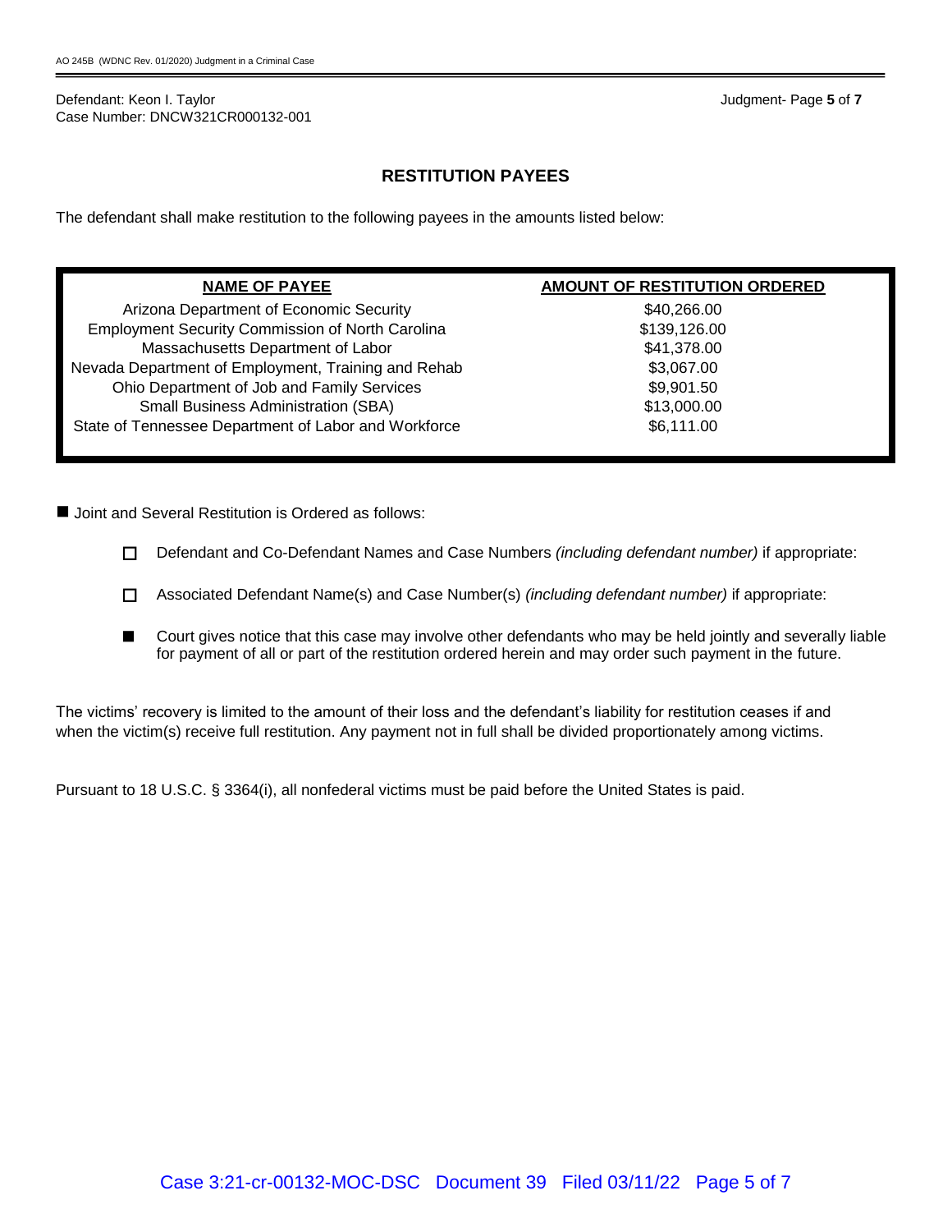## RESTITUTION PAYEES

The defendant shall make restitution to the following payees in the amounts listed below:

| NAME OF PAYEE | AMOUNT OF RESTITUTION ORDERED |
|---|---|
| Arizona Department of Economic Security | $40,266.00 |
| Employment Security Commission of North Carolina | $139,126.00 |
| Massachusetts Department of Labor | $41,378.00 |
| Nevada Department of Employment, Training and Rehab | $3,067.00 |
| Ohio Department of Job and Family Services | $9,901.50 |
| Small Business Administration (SBA) | $13,000.00 |
| State of Tennessee Department of Labor and Workforce | $6,111.00 |

■ Joint and Several Restitution is Ordered as follows:

- ☐ Defendant and Co-Defendant Names and Case Numbers *(including defendant number)* if appropriate:
- ☐ Associated Defendant Name(s) and Case Number(s) *(including defendant number)* if appropriate:
- ■ Court gives notice that this case may involve other defendants who may be held jointly and severally liable for payment of all or part of the restitution ordered herein and may order such payment in the future.

The victims' recovery is limited to the amount of their loss and the defendant's liability for restitution ceases if and when the victim(s) receive full restitution. Any payment not in full shall be divided proportionately among victims.

Pursuant to 18 U.S.C. § 3364(i), all nonfederal victims must be paid before the United States is paid.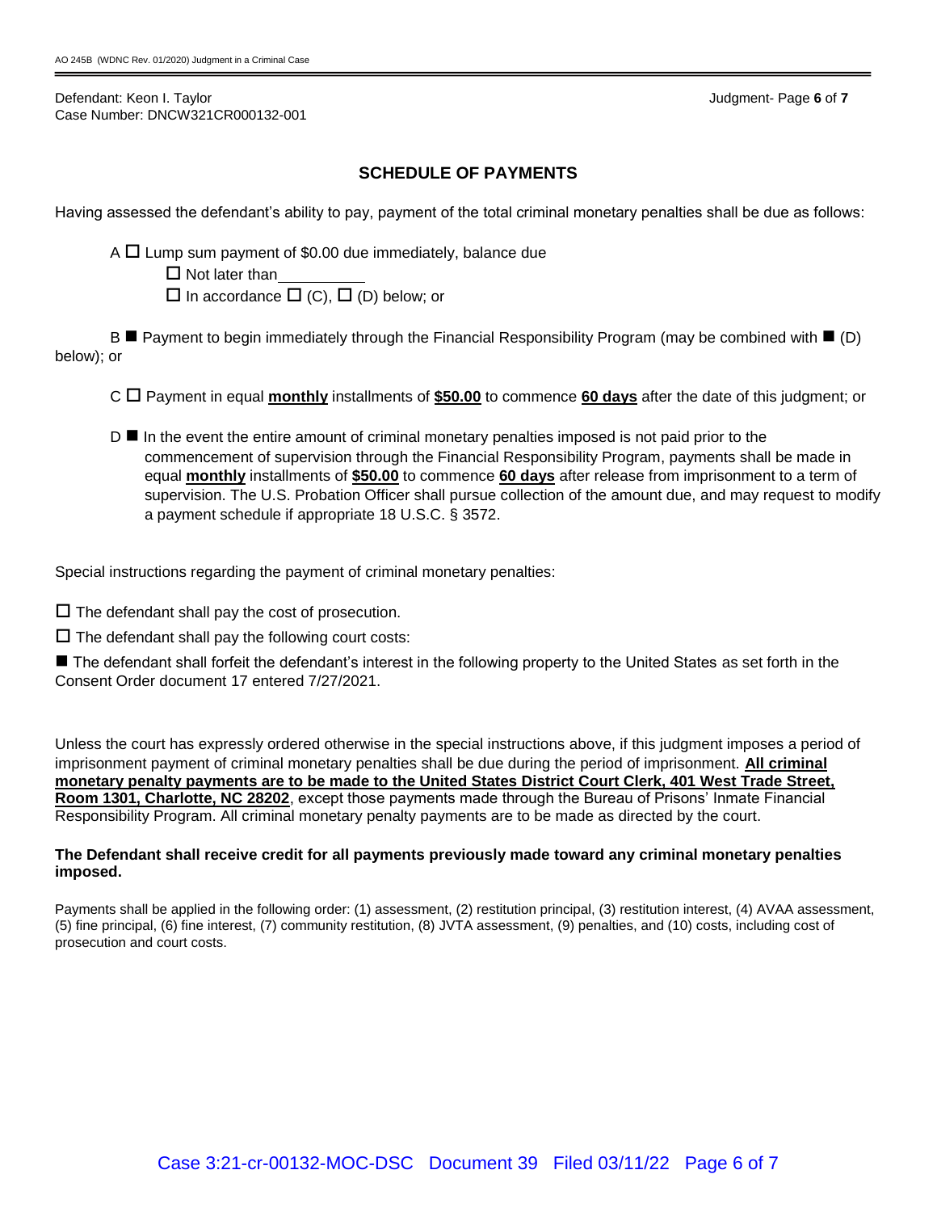Defendant: Keon I. Taylor
Case Number: DNCW321CR000132-001

## SCHEDULE OF PAYMENTS

Having assessed the defendant's ability to pay, payment of the total criminal monetary penalties shall be due as follows:

A ☐ Lump sum payment of $0.00 due immediately, balance due
☐ Not later than__________
☐ In accordance ☐ (C), ☐ (D) below; or

B ■ Payment to begin immediately through the Financial Responsibility Program (may be combined with ■ (D) below); or

C ☐ Payment in equal **monthly** installments of **$50.00** to commence **60 days** after the date of this judgment; or

D ■ In the event the entire amount of criminal monetary penalties imposed is not paid prior to the commencement of supervision through the Financial Responsibility Program, payments shall be made in equal **monthly** installments of **$50.00** to commence **60 days** after release from imprisonment to a term of supervision. The U.S. Probation Officer shall pursue collection of the amount due, and may request to modify a payment schedule if appropriate 18 U.S.C. § 3572.

Special instructions regarding the payment of criminal monetary penalties:

☐ The defendant shall pay the cost of prosecution.

☐ The defendant shall pay the following court costs:

■ The defendant shall forfeit the defendant's interest in the following property to the United States as set forth in the Consent Order document 17 entered 7/27/2021.

Unless the court has expressly ordered otherwise in the special instructions above, if this judgment imposes a period of imprisonment payment of criminal monetary penalties shall be due during the period of imprisonment. **All criminal monetary penalty payments are to be made to the United States District Court Clerk, 401 West Trade Street, Room 1301, Charlotte, NC 28202**, except those payments made through the Bureau of Prisons' Inmate Financial Responsibility Program. All criminal monetary penalty payments are to be made as directed by the court.

**The Defendant shall receive credit for all payments previously made toward any criminal monetary penalties imposed.**

Payments shall be applied in the following order: (1) assessment, (2) restitution principal, (3) restitution interest, (4) AVAA assessment, (5) fine principal, (6) fine interest, (7) community restitution, (8) JVTA assessment, (9) penalties, and (10) costs, including cost of prosecution and court costs.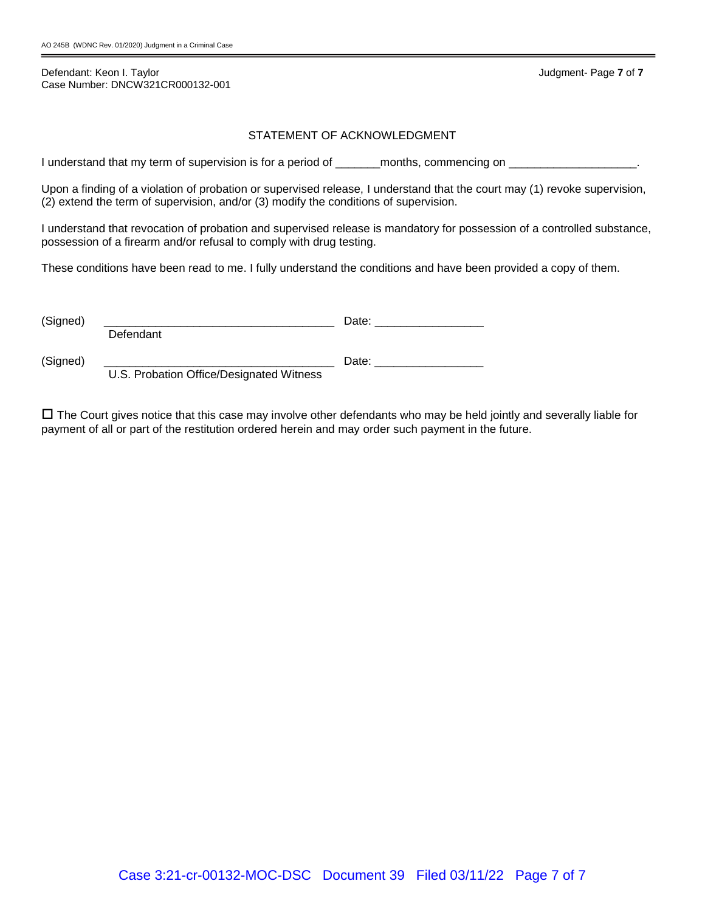Defendant: Keon I. Taylor
Case Number: DNCW321CR000132-001

## STATEMENT OF ACKNOWLEDGMENT

I understand that my term of supervision is for a period of _______months, commencing on ___________________.

Upon a finding of a violation of probation or supervised release, I understand that the court may (1) revoke supervision, (2) extend the term of supervision, and/or (3) modify the conditions of supervision.

I understand that revocation of probation and supervised release is mandatory for possession of a controlled substance, possession of a firearm and/or refusal to comply with drug testing.

These conditions have been read to me. I fully understand the conditions and have been provided a copy of them.

(Signed) ___________________________________ Date: ________________
Defendant

(Signed) ___________________________________ Date: ________________
U.S. Probation Office/Designated Witness

☐ The Court gives notice that this case may involve other defendants who may be held jointly and severally liable for payment of all or part of the restitution ordered herein and may order such payment in the future.